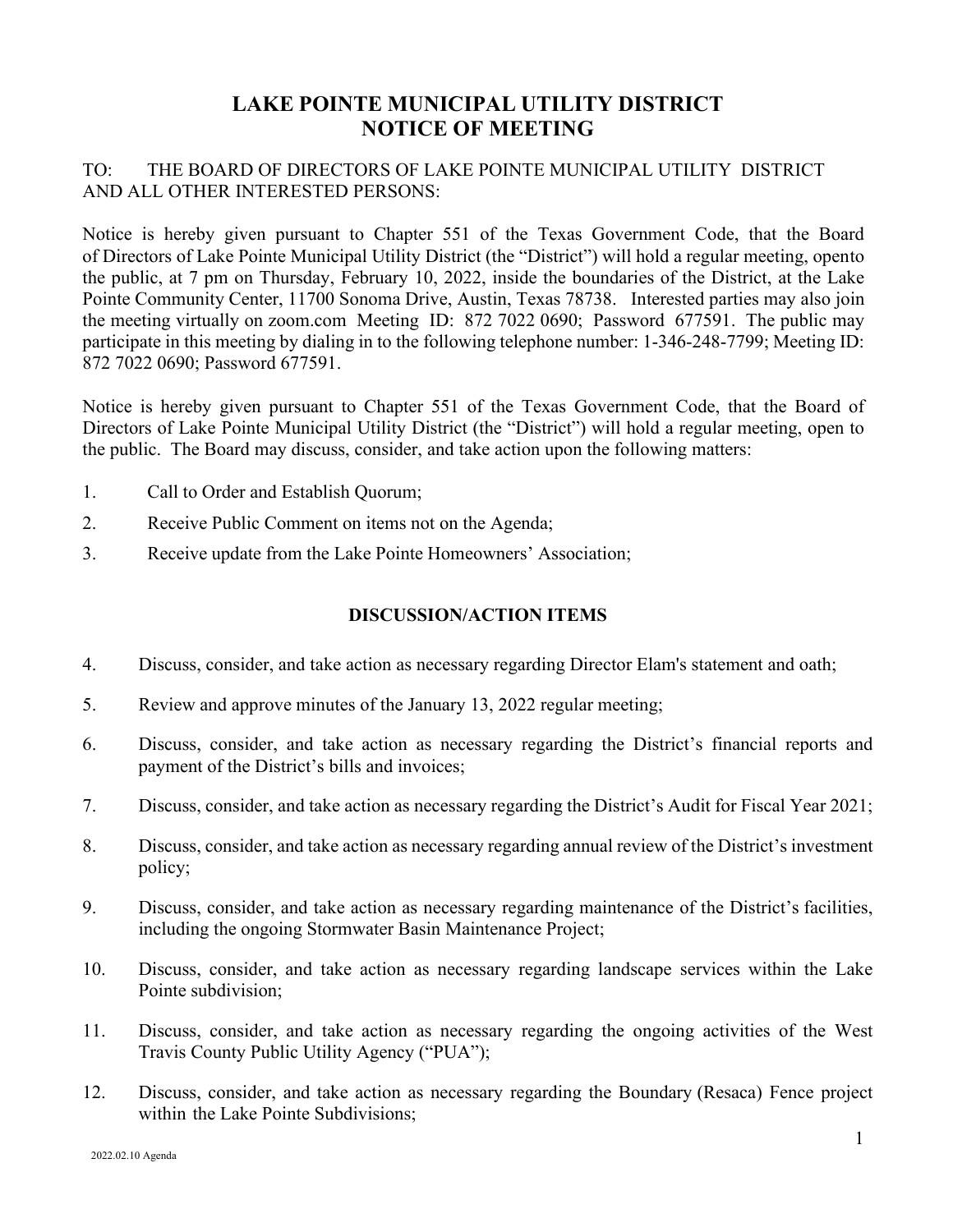# LAKE POINTE MUNICIPAL UTILITY DISTRICT
# NOTICE OF MEETING

TO: THE BOARD OF DIRECTORS OF LAKE POINTE MUNICIPAL UTILITY DISTRICT AND ALL OTHER INTERESTED PERSONS:

Notice is hereby given pursuant to Chapter 551 of the Texas Government Code, that the Board of Directors of Lake Pointe Municipal Utility District (the "District") will hold a regular meeting, opento the public, at 7 pm on Thursday, February 10, 2022, inside the boundaries of the District, at the Lake Pointe Community Center, 11700 Sonoma Drive, Austin, Texas 78738. Interested parties may also join the meeting virtually on zoom.com Meeting ID: 872 7022 0690; Password 677591. The public may participate in this meeting by dialing in to the following telephone number: 1-346-248-7799; Meeting ID: 872 7022 0690; Password 677591.

Notice is hereby given pursuant to Chapter 551 of the Texas Government Code, that the Board of Directors of Lake Pointe Municipal Utility District (the "District") will hold a regular meeting, open to the public. The Board may discuss, consider, and take action upon the following matters:

1. Call to Order and Establish Quorum;
2. Receive Public Comment on items not on the Agenda;
3. Receive update from the Lake Pointe Homeowners' Association;

## DISCUSSION/ACTION ITEMS

4. Discuss, consider, and take action as necessary regarding Director Elam's statement and oath;
5. Review and approve minutes of the January 13, 2022 regular meeting;
6. Discuss, consider, and take action as necessary regarding the District's financial reports and payment of the District's bills and invoices;
7. Discuss, consider, and take action as necessary regarding the District's Audit for Fiscal Year 2021;
8. Discuss, consider, and take action as necessary regarding annual review of the District's investment policy;
9. Discuss, consider, and take action as necessary regarding maintenance of the District's facilities, including the ongoing Stormwater Basin Maintenance Project;
10. Discuss, consider, and take action as necessary regarding landscape services within the Lake Pointe subdivision;
11. Discuss, consider, and take action as necessary regarding the ongoing activities of the West Travis County Public Utility Agency ("PUA");
12. Discuss, consider, and take action as necessary regarding the Boundary (Resaca) Fence project within the Lake Pointe Subdivisions;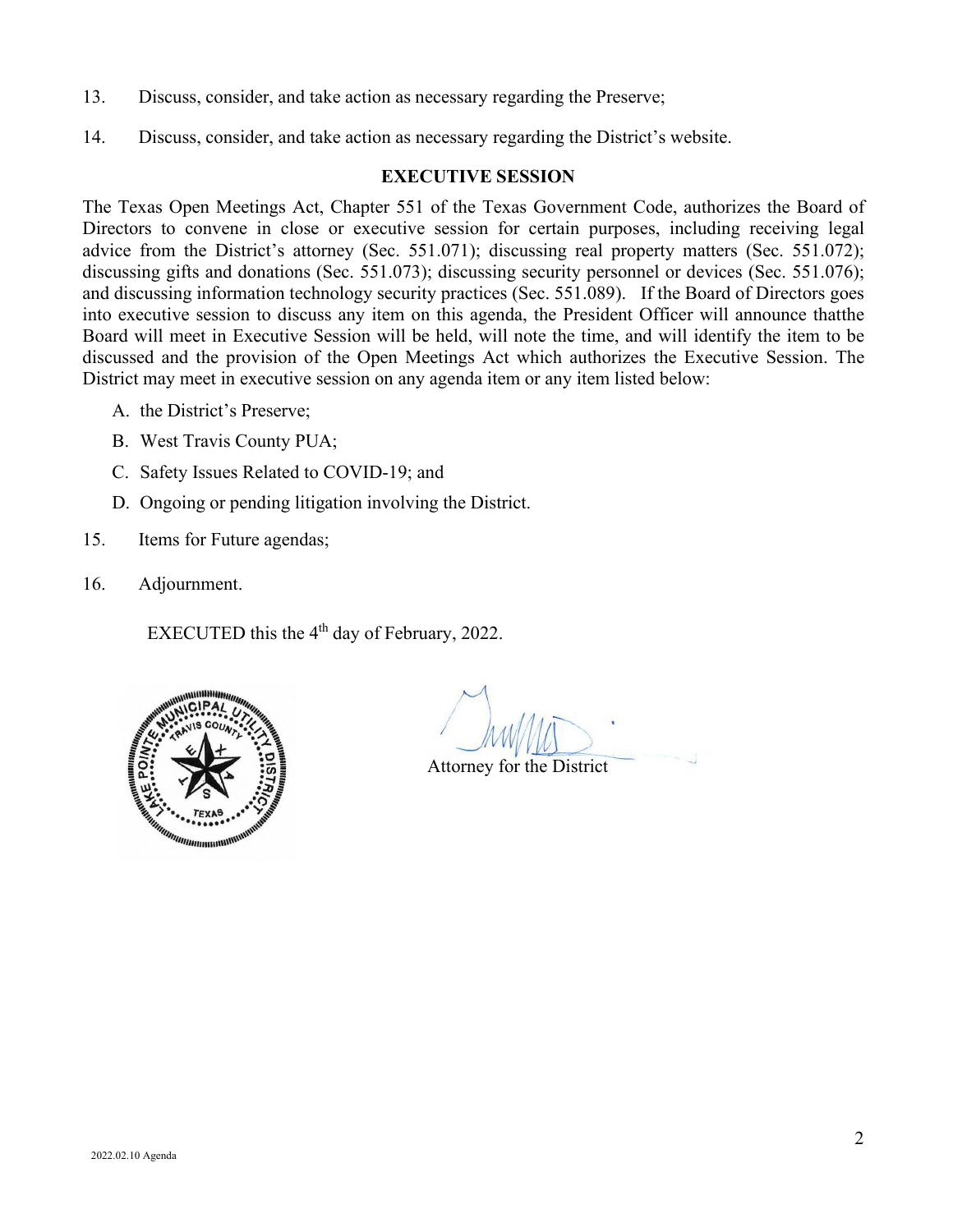13. Discuss, consider, and take action as necessary regarding the Preserve;

14. Discuss, consider, and take action as necessary regarding the District's website.

**EXECUTIVE SESSION**

The Texas Open Meetings Act, Chapter 551 of the Texas Government Code, authorizes the Board of Directors to convene in close or executive session for certain purposes, including receiving legal advice from the District's attorney (Sec. 551.071); discussing real property matters (Sec. 551.072); discussing gifts and donations (Sec. 551.073); discussing security personnel or devices (Sec. 551.076); and discussing information technology security practices (Sec. 551.089). If the Board of Directors goes into executive session to discuss any item on this agenda, the President Officer will announce thatthe Board will meet in Executive Session will be held, will note the time, and will identify the item to be discussed and the provision of the Open Meetings Act which authorizes the Executive Session. The District may meet in executive session on any agenda item or any item listed below:

A. the District's Preserve;
B. West Travis County PUA;
C. Safety Issues Related to COVID-19; and
D. Ongoing or pending litigation involving the District.

15. Items for Future agendas;

16. Adjournment.

EXECUTED this the 4th day of February, 2022.

LAKE POINTE MUNICIPAL UTILITY DISTRICT TRAVIS COUNTY TEXAS

Attorney for the District

2022.02.10 Agenda